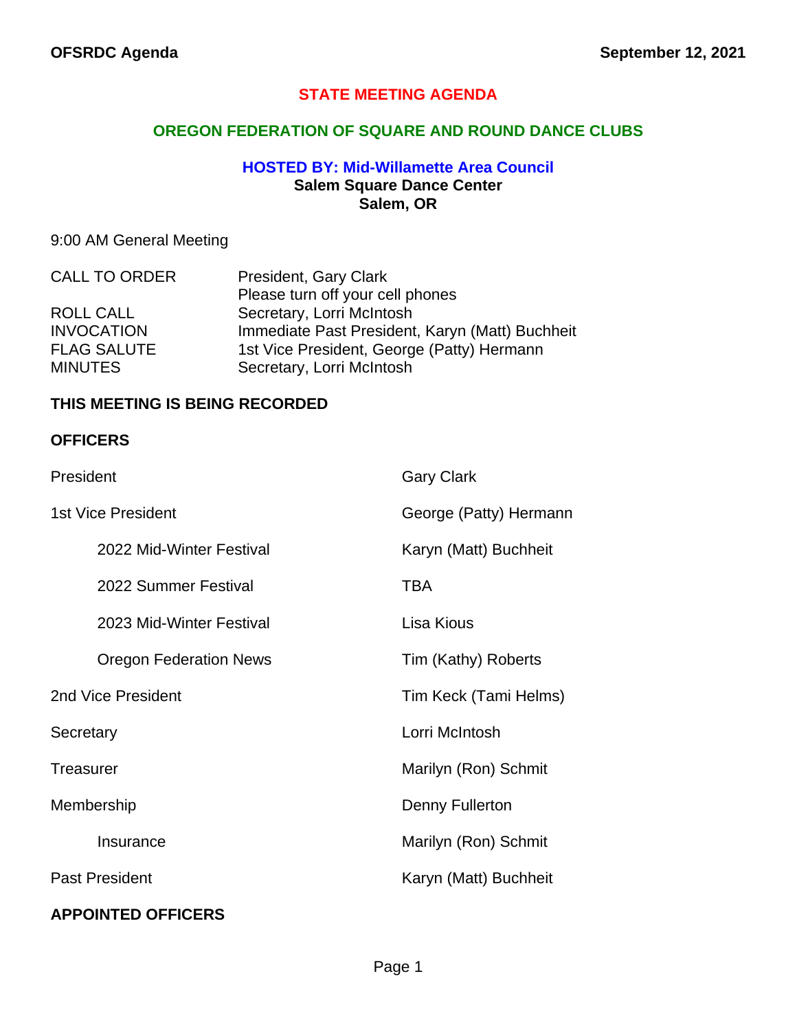# STATE MEETING AGENDA

## OREGON FEDERATION OF SQUARE AND ROUND DANCE CLUBS

### HOSTED BY: Mid-Willamette Area Council

**Salem Square Dance Center**
**Salem, OR**

9:00 AM General Meeting

| | |
|---|---|
| CALL TO ORDER | President, Gary Clark<br>Please turn off your cell phones |
| ROLL CALL | Secretary, Lorri McIntosh |
| INVOCATION | Immediate Past President, Karyn (Matt) Buchheit |
| FLAG SALUTE | 1st Vice President, George (Patty) Hermann |
| MINUTES | Secretary, Lorri McIntosh |

**THIS MEETING IS BEING RECORDED**

**OFFICERS**

| | |
|---|---|
| President | Gary Clark |
| 1st Vice President | George (Patty) Hermann |
| &nbsp;&nbsp;&nbsp;&nbsp;2022 Mid-Winter Festival | Karyn (Matt) Buchheit |
| &nbsp;&nbsp;&nbsp;&nbsp;2022 Summer Festival | TBA |
| &nbsp;&nbsp;&nbsp;&nbsp;2023 Mid-Winter Festival | Lisa Kious |
| &nbsp;&nbsp;&nbsp;&nbsp;Oregon Federation News | Tim (Kathy) Roberts |
| 2nd Vice President | Tim Keck (Tami Helms) |
| Secretary | Lorri McIntosh |
| Treasurer | Marilyn (Ron) Schmit |
| Membership | Denny Fullerton |
| &nbsp;&nbsp;&nbsp;&nbsp;Insurance | Marilyn (Ron) Schmit |
| Past President | Karyn (Matt) Buchheit |

**APPOINTED OFFICERS**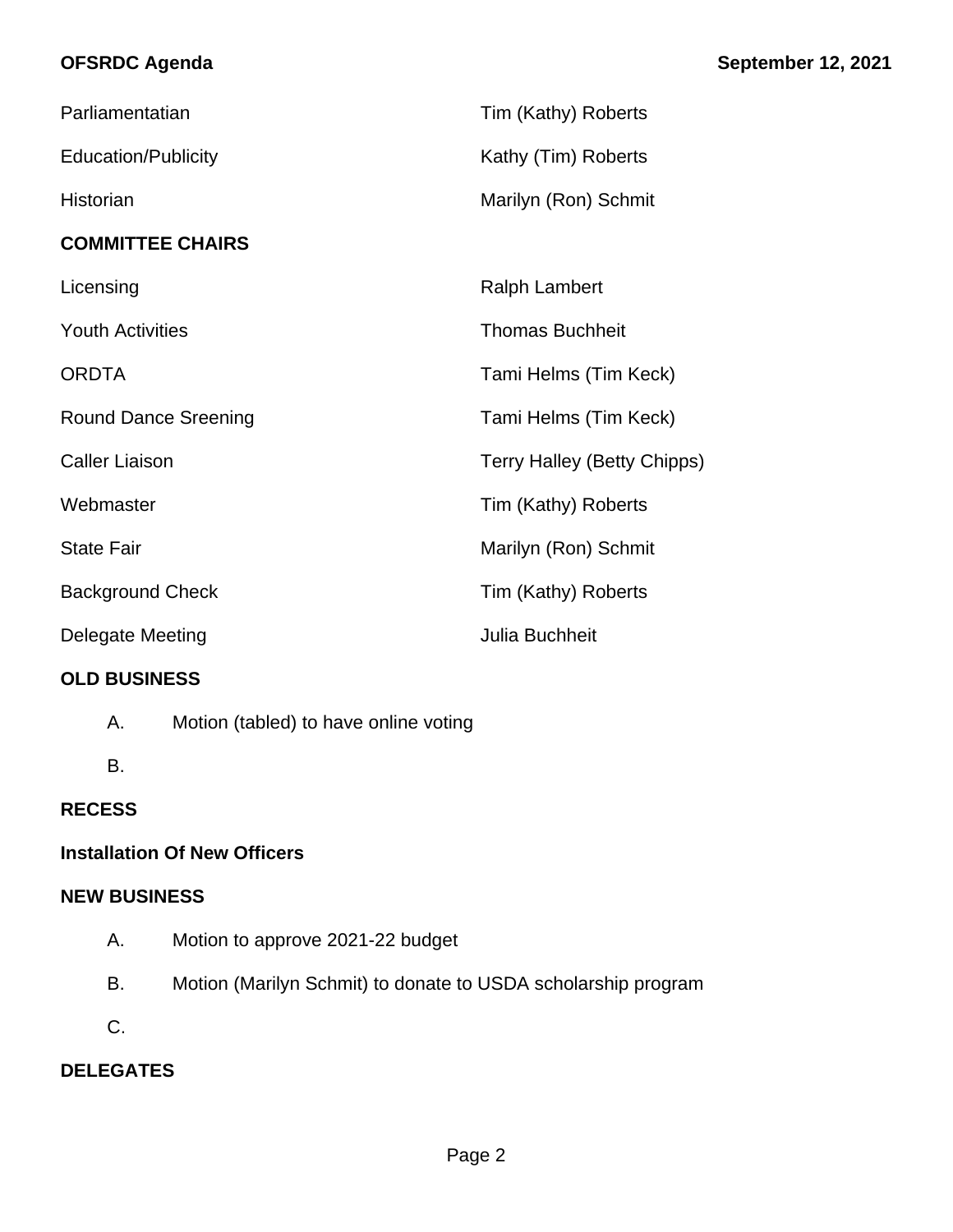| | |
|---|---|
| Parliamentatian | Tim (Kathy) Roberts |
| Education/Publicity | Kathy (Tim) Roberts |
| Historian | Marilyn (Ron) Schmit |

**COMMITTEE CHAIRS**

| | |
|---|---|
| Licensing | Ralph Lambert |
| Youth Activities | Thomas Buchheit |
| ORDTA | Tami Helms (Tim Keck) |
| Round Dance Sreening | Tami Helms (Tim Keck) |
| Caller Liaison | Terry Halley (Betty Chipps) |
| Webmaster | Tim (Kathy) Roberts |
| State Fair | Marilyn (Ron) Schmit |
| Background Check | Tim (Kathy) Roberts |
| Delegate Meeting | Julia Buchheit |

**OLD BUSINESS**

A. Motion (tabled) to have online voting

B.

**RECESS**

**Installation Of New Officers**

**NEW BUSINESS**

A. Motion to approve 2021-22 budget

B. Motion (Marilyn Schmit) to donate to USDA scholarship program

C.

**DELEGATES**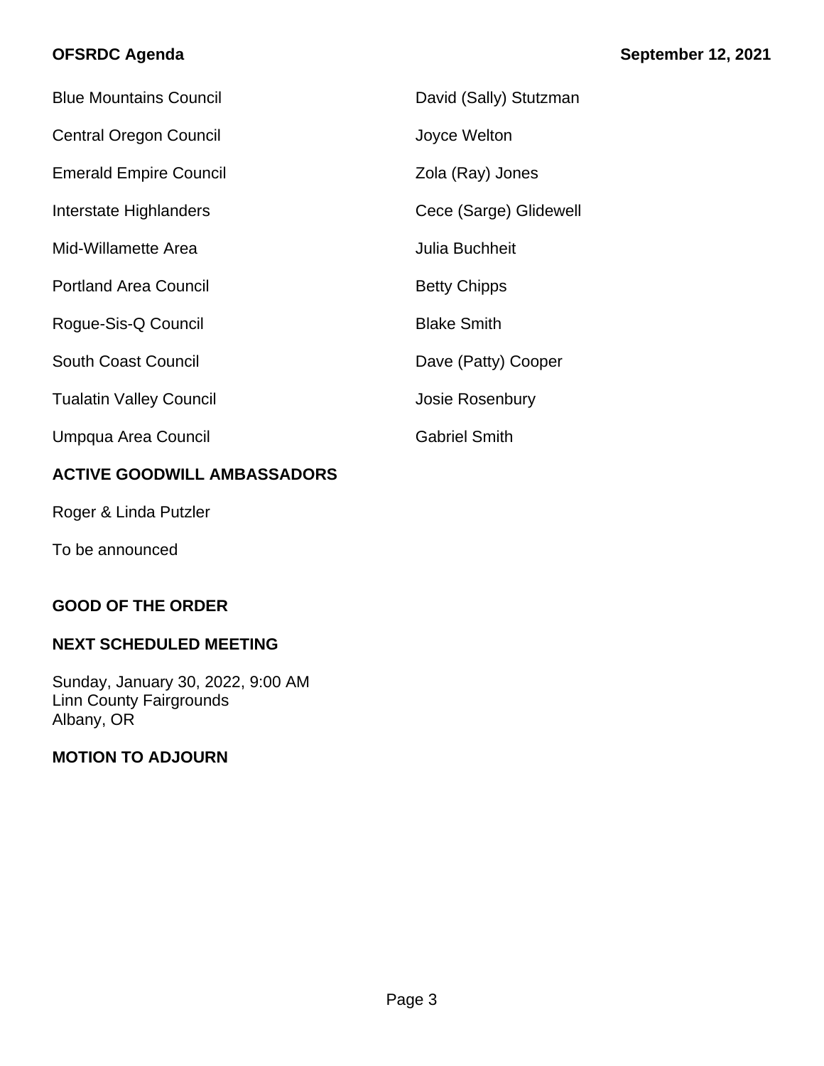| | |
|---|---|
| Blue Mountains Council | David (Sally) Stutzman |
| Central Oregon Council | Joyce Welton |
| Emerald Empire Council | Zola (Ray) Jones |
| Interstate Highlanders | Cece (Sarge) Glidewell |
| Mid-Willamette Area | Julia Buchheit |
| Portland Area Council | Betty Chipps |
| Rogue-Sis-Q Council | Blake Smith |
| South Coast Council | Dave (Patty) Cooper |
| Tualatin Valley Council | Josie Rosenbury |
| Umpqua Area Council | Gabriel Smith |

**ACTIVE GOODWILL AMBASSADORS**

Roger & Linda Putzler

To be announced

**GOOD OF THE ORDER**

**NEXT SCHEDULED MEETING**

Sunday, January 30, 2022, 9:00 AM
Linn County Fairgrounds
Albany, OR

**MOTION TO ADJOURN**